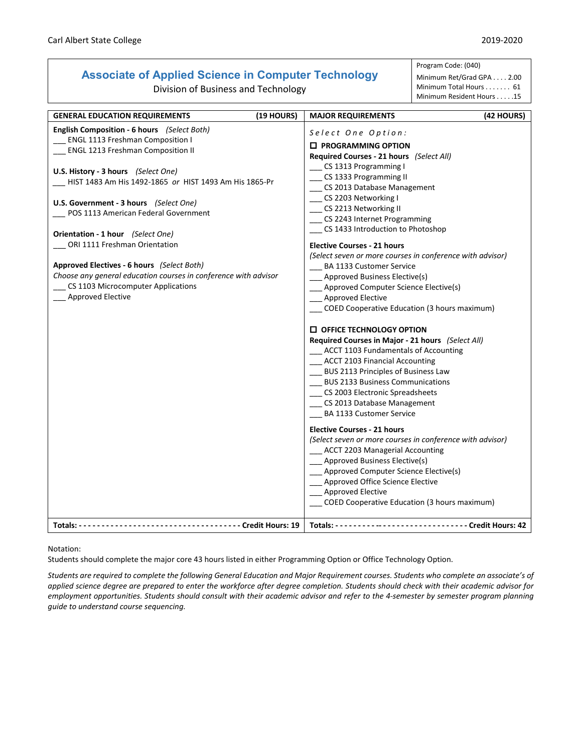Carl Albert State College 2019-2020

# Associate of Applied Science in Computer Technology

Division of Business and Technology

Program Code: (040)
Minimum Ret/Grad GPA . . . . 2.00
Minimum Total Hours . . . . . . . 61
Minimum Resident Hours . . . . .15

## GENERAL EDUCATION REQUIREMENTS (19 HOURS)

**English Composition - 6 hours** *(Select Both)*
___ ENGL 1113 Freshman Composition I
___ ENGL 1213 Freshman Composition II

**U.S. History - 3 hours** *(Select One)*
___ HIST 1483 Am His 1492-1865 *or* HIST 1493 Am His 1865-Pr

**U.S. Government - 3 hours** *(Select One)*
___ POS 1113 American Federal Government

**Orientation - 1 hour** *(Select One)*
___ ORI 1111 Freshman Orientation

**Approved Electives - 6 hours** *(Select Both)*
*Choose any general education courses in conference with advisor*
___ CS 1103 Microcomputer Applications
___ Approved Elective

**Totals: ------------------------------------ Credit Hours: 19**

## MAJOR REQUIREMENTS (42 HOURS)

*Select One Option:*

### ☐ PROGRAMMING OPTION

**Required Courses - 21 hours** *(Select All)*
___ CS 1313 Programming I
___ CS 1333 Programming II
___ CS 2013 Database Management
___ CS 2203 Networking I
___ CS 2213 Networking II
___ CS 2243 Internet Programming
___ CS 1433 Introduction to Photoshop

**Elective Courses - 21 hours**
*(Select seven or more courses in conference with advisor)*
___ BA 1133 Customer Service
___ Approved Business Elective(s)
___ Approved Computer Science Elective(s)
___ Approved Elective
___ COED Cooperative Education (3 hours maximum)

### ☐ OFFICE TECHNOLOGY OPTION

**Required Courses in Major - 21 hours** *(Select All)*
___ ACCT 1103 Fundamentals of Accounting
___ ACCT 2103 Financial Accounting
___ BUS 2113 Principles of Business Law
___ BUS 2133 Business Communications
___ CS 2003 Electronic Spreadsheets
___ CS 2013 Database Management
___ BA 1133 Customer Service

**Elective Courses - 21 hours**
*(Select seven or more courses in conference with advisor)*
___ ACCT 2203 Managerial Accounting
___ Approved Business Elective(s)
___ Approved Computer Science Elective(s)
___ Approved Office Science Elective
___ Approved Elective
___ COED Cooperative Education (3 hours maximum)

**Totals: ------------------------------ Credit Hours: 42**

Notation:
Students should complete the major core 43 hours listed in either Programming Option or Office Technology Option.

*Students are required to complete the following General Education and Major Requirement courses. Students who complete an associate's of applied science degree are prepared to enter the workforce after degree completion. Students should check with their academic advisor for employment opportunities. Students should consult with their academic advisor and refer to the 4-semester by semester program planning guide to understand course sequencing.*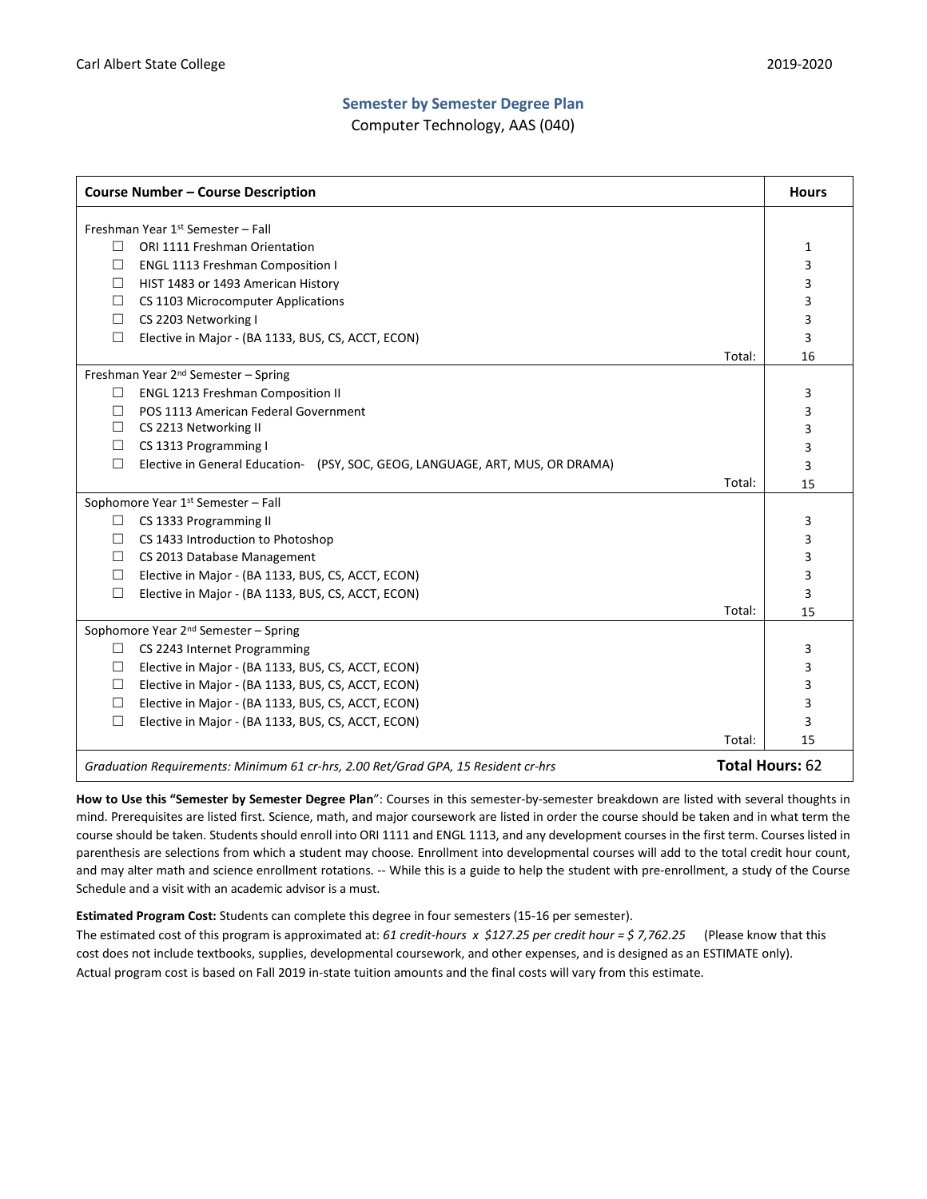Carl Albert State College 2019-2020

## Semester by Semester Degree Plan

Computer Technology, AAS (040)

| Course Number – Course Description | Hours |
|---|---|
| Freshman Year 1st Semester – Fall | |
| ☐ ORI 1111 Freshman Orientation | 1 |
| ☐ ENGL 1113 Freshman Composition I | 3 |
| ☐ HIST 1483 or 1493 American History | 3 |
| ☐ CS 1103 Microcomputer Applications | 3 |
| ☐ CS 2203 Networking I | 3 |
| ☐ Elective in Major - (BA 1133, BUS, CS, ACCT, ECON) | 3 |
| Total: | 16 |
| Freshman Year 2nd Semester – Spring | |
| ☐ ENGL 1213 Freshman Composition II | 3 |
| ☐ POS 1113 American Federal Government | 3 |
| ☐ CS 2213 Networking II | 3 |
| ☐ CS 1313 Programming I | 3 |
| ☐ Elective in General Education- (PSY, SOC, GEOG, LANGUAGE, ART, MUS, OR DRAMA) | 3 |
| Total: | 15 |
| Sophomore Year 1st Semester – Fall | |
| ☐ CS 1333 Programming II | 3 |
| ☐ CS 1433 Introduction to Photoshop | 3 |
| ☐ CS 2013 Database Management | 3 |
| ☐ Elective in Major - (BA 1133, BUS, CS, ACCT, ECON) | 3 |
| ☐ Elective in Major - (BA 1133, BUS, CS, ACCT, ECON) | 3 |
| Total: | 15 |
| Sophomore Year 2nd Semester – Spring | |
| ☐ CS 2243 Internet Programming | 3 |
| ☐ Elective in Major - (BA 1133, BUS, CS, ACCT, ECON) | 3 |
| ☐ Elective in Major - (BA 1133, BUS, CS, ACCT, ECON) | 3 |
| ☐ Elective in Major - (BA 1133, BUS, CS, ACCT, ECON) | 3 |
| ☐ Elective in Major - (BA 1133, BUS, CS, ACCT, ECON) | 3 |
| Total: | 15 |
| *Graduation Requirements: Minimum 61 cr-hrs, 2.00 Ret/Grad GPA, 15 Resident cr-hrs* | **Total Hours:** 62 |

**How to Use this "Semester by Semester Degree Plan"**: Courses in this semester-by-semester breakdown are listed with several thoughts in mind. Prerequisites are listed first. Science, math, and major coursework are listed in order the course should be taken and in what term the course should be taken. Students should enroll into ORI 1111 and ENGL 1113, and any development courses in the first term. Courses listed in parenthesis are selections from which a student may choose. Enrollment into developmental courses will add to the total credit hour count, and may alter math and science enrollment rotations. -- While this is a guide to help the student with pre-enrollment, a study of the Course Schedule and a visit with an academic advisor is a must.

**Estimated Program Cost:** Students can complete this degree in four semesters (15-16 per semester).
The estimated cost of this program is approximated at: *61 credit-hours x $127.25 per credit hour = $ 7,762.25* (Please know that this cost does not include textbooks, supplies, developmental coursework, and other expenses, and is designed as an ESTIMATE only).
Actual program cost is based on Fall 2019 in-state tuition amounts and the final costs will vary from this estimate.